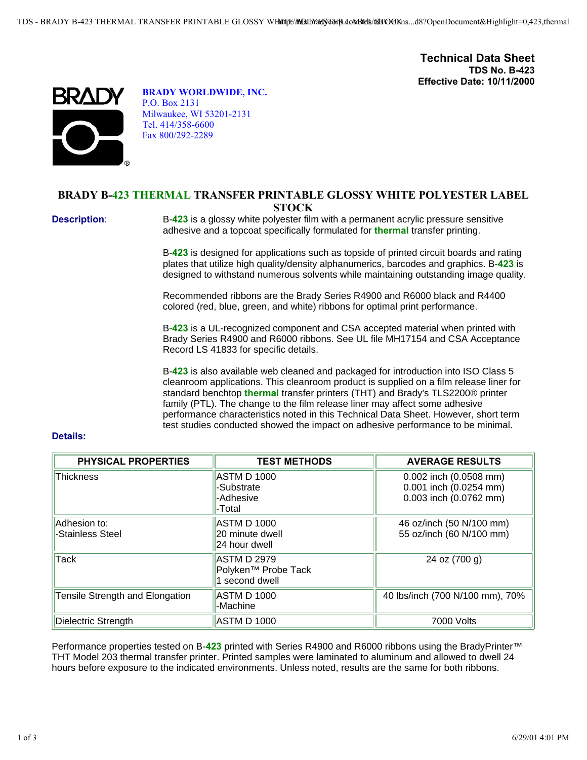**Technical Data Sheet**
**TDS No. B-423**
**Effective Date: 10/11/2000**

**BRADY WORLDWIDE, INC.**
P.O. Box 2131
Milwaukee, WI 53201-2131
Tel. 414/358-6600
Fax 800/292-2289

# BRADY B-423 THERMAL TRANSFER PRINTABLE GLOSSY WHITE POLYESTER LABEL STOCK

**Description**:

B-**423** is a glossy white polyester film with a permanent acrylic pressure sensitive adhesive and a topcoat specifically formulated for **thermal** transfer printing.

B-**423** is designed for applications such as topside of printed circuit boards and rating plates that utilize high quality/density alphanumerics, barcodes and graphics. B-**423** is designed to withstand numerous solvents while maintaining outstanding image quality.

Recommended ribbons are the Brady Series R4900 and R6000 black and R4400 colored (red, blue, green, and white) ribbons for optimal print performance.

B-**423** is a UL-recognized component and CSA accepted material when printed with Brady Series R4900 and R6000 ribbons. See UL file MH17154 and CSA Acceptance Record LS 41833 for specific details.

B-**423** is also available web cleaned and packaged for introduction into ISO Class 5 cleanroom applications. This cleanroom product is supplied on a film release liner for standard benchtop **thermal** transfer printers (THT) and Brady's TLS2200® printer family (PTL). The change to the film release liner may affect some adhesive performance characteristics noted in this Technical Data Sheet. However, short term test studies conducted showed the impact on adhesive performance to be minimal.

**Details:**

| PHYSICAL PROPERTIES | TEST METHODS | AVERAGE RESULTS |
|---|---|---|
| Thickness | ASTM D 1000<br>-Substrate<br>-Adhesive<br>-Total | 0.002 inch (0.0508 mm)<br>0.001 inch (0.0254 mm)<br>0.003 inch (0.0762 mm) |
| Adhesion to:<br>-Stainless Steel | ASTM D 1000<br>20 minute dwell<br>24 hour dwell | 46 oz/inch (50 N/100 mm)<br>55 oz/inch (60 N/100 mm) |
| Tack | ASTM D 2979<br>Polyken™ Probe Tack<br>1 second dwell | 24 oz (700 g) |
| Tensile Strength and Elongation | ASTM D 1000<br>-Machine | 40 lbs/inch (700 N/100 mm), 70% |
| Dielectric Strength | ASTM D 1000 | 7000 Volts |

Performance properties tested on B-**423** printed with Series R4900 and R6000 ribbons using the BradyPrinter™ THT Model 203 thermal transfer printer. Printed samples were laminated to aluminum and allowed to dwell 24 hours before exposure to the indicated environments. Unless noted, results are the same for both ribbons.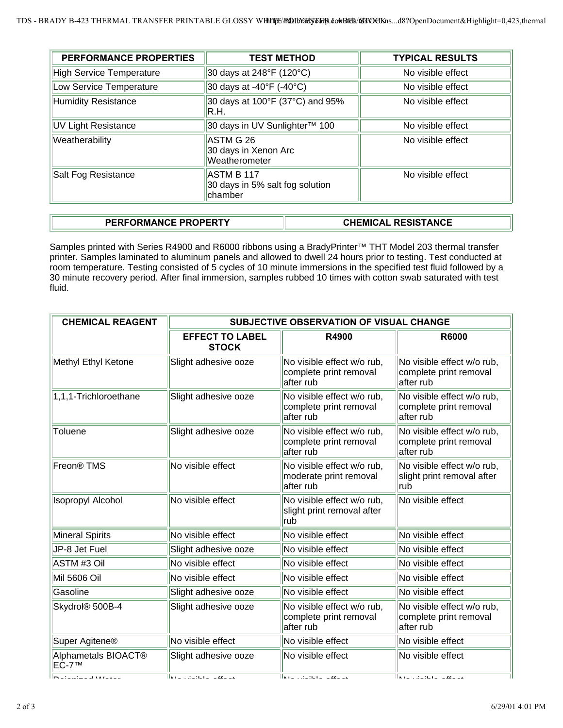| PERFORMANCE PROPERTIES | TEST METHOD | TYPICAL RESULTS |
|---|---|---|
| High Service Temperature | 30 days at 248°F (120°C) | No visible effect |
| Low Service Temperature | 30 days at -40°F (-40°C) | No visible effect |
| Humidity Resistance | 30 days at 100°F (37°C) and 95% R.H. | No visible effect |
| UV Light Resistance | 30 days in UV Sunlighter™ 100 | No visible effect |
| Weatherability | ASTM G 26 30 days in Xenon Arc Weatherometer | No visible effect |
| Salt Fog Resistance | ASTM B 117 30 days in 5% salt fog solution chamber | No visible effect |

| PERFORMANCE PROPERTY | CHEMICAL RESISTANCE |
|---|---|

Samples printed with Series R4900 and R6000 ribbons using a BradyPrinter™ THT Model 203 thermal transfer printer. Samples laminated to aluminum panels and allowed to dwell 24 hours prior to testing. Test conducted at room temperature. Testing consisted of 5 cycles of 10 minute immersions in the specified test fluid followed by a 30 minute recovery period. After final immersion, samples rubbed 10 times with cotton swab saturated with test fluid.

| CHEMICAL REAGENT | SUBJECTIVE OBSERVATION OF VISUAL CHANGE | | |
|---|---|---|---|
| | EFFECT TO LABEL STOCK | R4900 | R6000 |
| Methyl Ethyl Ketone | Slight adhesive ooze | No visible effect w/o rub, complete print removal after rub | No visible effect w/o rub, complete print removal after rub |
| 1,1,1-Trichloroethane | Slight adhesive ooze | No visible effect w/o rub, complete print removal after rub | No visible effect w/o rub, complete print removal after rub |
| Toluene | Slight adhesive ooze | No visible effect w/o rub, complete print removal after rub | No visible effect w/o rub, complete print removal after rub |
| Freon® TMS | No visible effect | No visible effect w/o rub, moderate print removal after rub | No visible effect w/o rub, slight print removal after rub |
| Isopropyl Alcohol | No visible effect | No visible effect w/o rub, slight print removal after rub | No visible effect |
| Mineral Spirits | No visible effect | No visible effect | No visible effect |
| JP-8 Jet Fuel | Slight adhesive ooze | No visible effect | No visible effect |
| ASTM #3 Oil | No visible effect | No visible effect | No visible effect |
| Mil 5606 Oil | No visible effect | No visible effect | No visible effect |
| Gasoline | Slight adhesive ooze | No visible effect | No visible effect |
| Skydrol® 500B-4 | Slight adhesive ooze | No visible effect w/o rub, complete print removal after rub | No visible effect w/o rub, complete print removal after rub |
| Super Agitene® | No visible effect | No visible effect | No visible effect |
| Alphametals BIOACT® EC-7™ | Slight adhesive ooze | No visible effect | No visible effect |
| Deionized Water | No visible effect | No visible effect | No visible effect |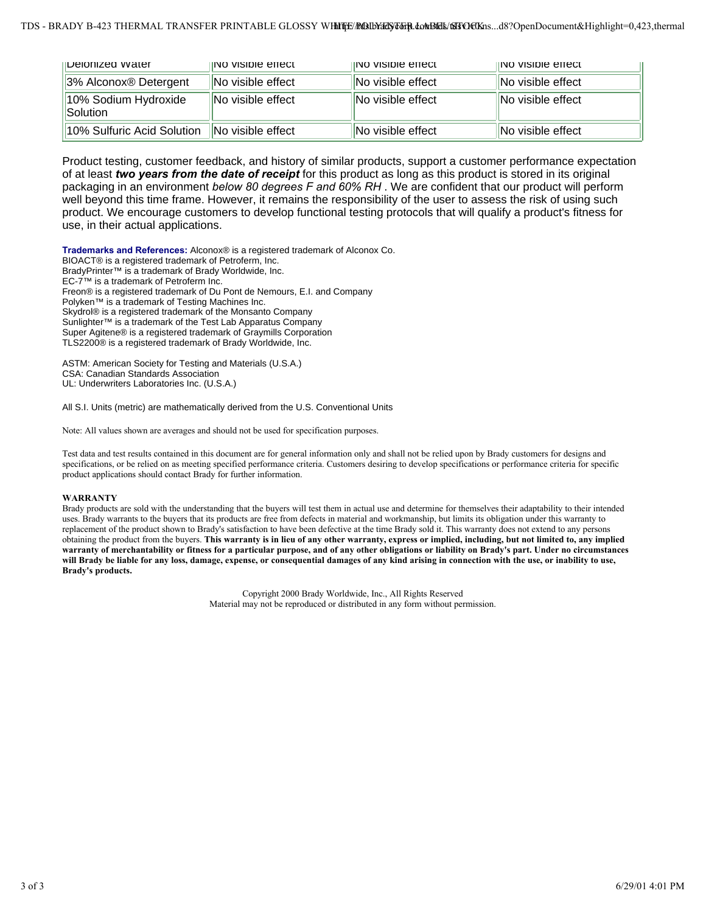| | | | |
|---|---|---|---|
| Deionized Water | No visible effect | No visible effect | No visible effect |
| 3% Alconox® Detergent | No visible effect | No visible effect | No visible effect |
| 10% Sodium Hydroxide Solution | No visible effect | No visible effect | No visible effect |
| 10% Sulfuric Acid Solution | No visible effect | No visible effect | No visible effect |

Product testing, customer feedback, and history of similar products, support a customer performance expectation of at least ***two years from the date of receipt*** for this product as long as this product is stored in its original packaging in an environment *below 80 degrees F and 60% RH* . We are confident that our product will perform well beyond this time frame. However, it remains the responsibility of the user to assess the risk of using such product. We encourage customers to develop functional testing protocols that will qualify a product's fitness for use, in their actual applications.

**Trademarks and References:** Alconox® is a registered trademark of Alconox Co.
BIOACT® is a registered trademark of Petroferm, Inc.
BradyPrinter™ is a trademark of Brady Worldwide, Inc.
EC-7™ is a trademark of Petroferm Inc.
Freon® is a registered trademark of Du Pont de Nemours, E.I. and Company
Polyken™ is a trademark of Testing Machines Inc.
Skydrol® is a registered trademark of the Monsanto Company
Sunlighter™ is a trademark of the Test Lab Apparatus Company
Super Agitene® is a registered trademark of Graymills Corporation
TLS2200® is a registered trademark of Brady Worldwide, Inc.

ASTM: American Society for Testing and Materials (U.S.A.)
CSA: Canadian Standards Association
UL: Underwriters Laboratories Inc. (U.S.A.)

All S.I. Units (metric) are mathematically derived from the U.S. Conventional Units

Note: All values shown are averages and should not be used for specification purposes.

Test data and test results contained in this document are for general information only and shall not be relied upon by Brady customers for designs and specifications, or be relied on as meeting specified performance criteria. Customers desiring to develop specifications or performance criteria for specific product applications should contact Brady for further information.

**WARRANTY**

Brady products are sold with the understanding that the buyers will test them in actual use and determine for themselves their adaptability to their intended uses. Brady warrants to the buyers that its products are free from defects in material and workmanship, but limits its obligation under this warranty to replacement of the product shown to Brady's satisfaction to have been defective at the time Brady sold it. This warranty does not extend to any persons obtaining the product from the buyers. **This warranty is in lieu of any other warranty, express or implied, including, but not limited to, any implied warranty of merchantability or fitness for a particular purpose, and of any other obligations or liability on Brady's part. Under no circumstances will Brady be liable for any loss, damage, expense, or consequential damages of any kind arising in connection with the use, or inability to use, Brady's products.**

Copyright 2000 Brady Worldwide, Inc., All Rights Reserved
Material may not be reproduced or distributed in any form without permission.